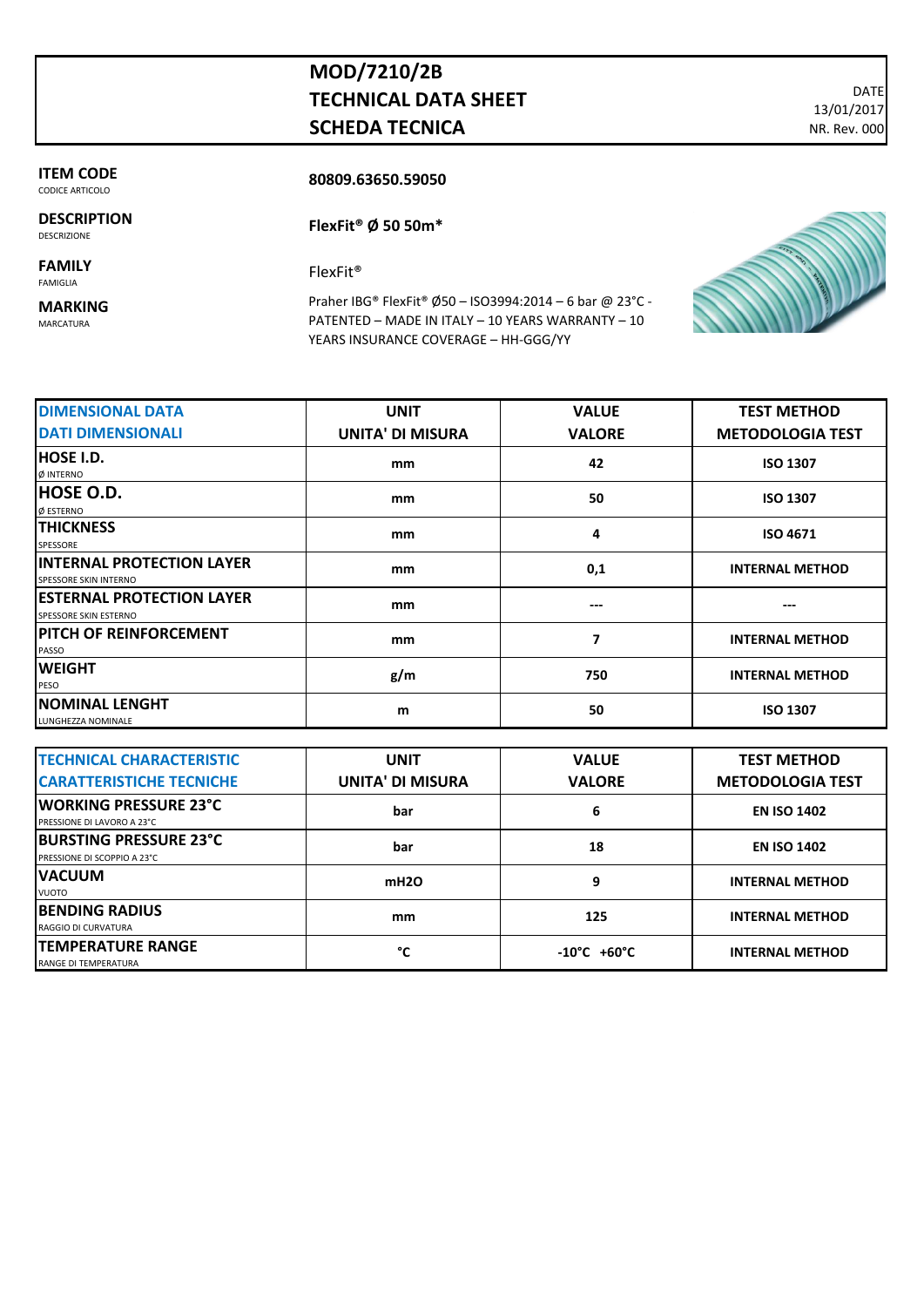# MOD/7210/2B
# TECHNICAL DATA SHEET
# SCHEDA TECNICA

DATE
13/01/2017
NR. Rev. 000

**ITEM CODE**
CODICE ARTICOLO

**80809.63650.59050**

**DESCRIPTION**
DESCRIZIONE

**FlexFit® Ø 50 50m***

**FAMILY**
FAMIGLIA

FlexFit®

**MARKING**
MARCATURA

Praher IBG® FlexFit® Ø50 – ISO3994:2014 – 6 bar @ 23°C - PATENTED – MADE IN ITALY – 10 YEARS WARRANTY – 10 YEARS INSURANCE COVERAGE – HH-GGG/YY

| DIMENSIONAL DATA<br>DATI DIMENSIONALI | UNIT<br>UNITA' DI MISURA | VALUE<br>VALORE | TEST METHOD<br>METODOLOGIA TEST |
|---|---|---|---|
| **HOSE I.D.**<br>Ø INTERNO | mm | 42 | ISO 1307 |
| **HOSE O.D.**<br>Ø ESTERNO | mm | 50 | ISO 1307 |
| **THICKNESS**<br>SPESSORE | mm | 4 | ISO 4671 |
| **INTERNAL PROTECTION LAYER**<br>SPESSORE SKIN INTERNO | mm | 0,1 | INTERNAL METHOD |
| **ESTERNAL PROTECTION LAYER**<br>SPESSORE SKIN ESTERNO | mm | --- | --- |
| **PITCH OF REINFORCEMENT**<br>PASSO | mm | 7 | INTERNAL METHOD |
| **WEIGHT**<br>PESO | g/m | 750 | INTERNAL METHOD |
| **NOMINAL LENGHT**<br>LUNGHEZZA NOMINALE | m | 50 | ISO 1307 |

| TECHNICAL CHARACTERISTIC<br>CARATTERISTICHE TECNICHE | UNIT<br>UNITA' DI MISURA | VALUE<br>VALORE | TEST METHOD<br>METODOLOGIA TEST |
|---|---|---|---|
| **WORKING PRESSURE 23°C**<br>PRESSIONE DI LAVORO A 23°C | bar | 6 | EN ISO 1402 |
| **BURSTING PRESSURE 23°C**<br>PRESSIONE DI SCOPPIO A 23°C | bar | 18 | EN ISO 1402 |
| **VACUUM**<br>VUOTO | mH2O | 9 | INTERNAL METHOD |
| **BENDING RADIUS**<br>RAGGIO DI CURVATURA | mm | 125 | INTERNAL METHOD |
| **TEMPERATURE RANGE**<br>RANGE DI TEMPERATURA | °C | -10°C +60°C | INTERNAL METHOD |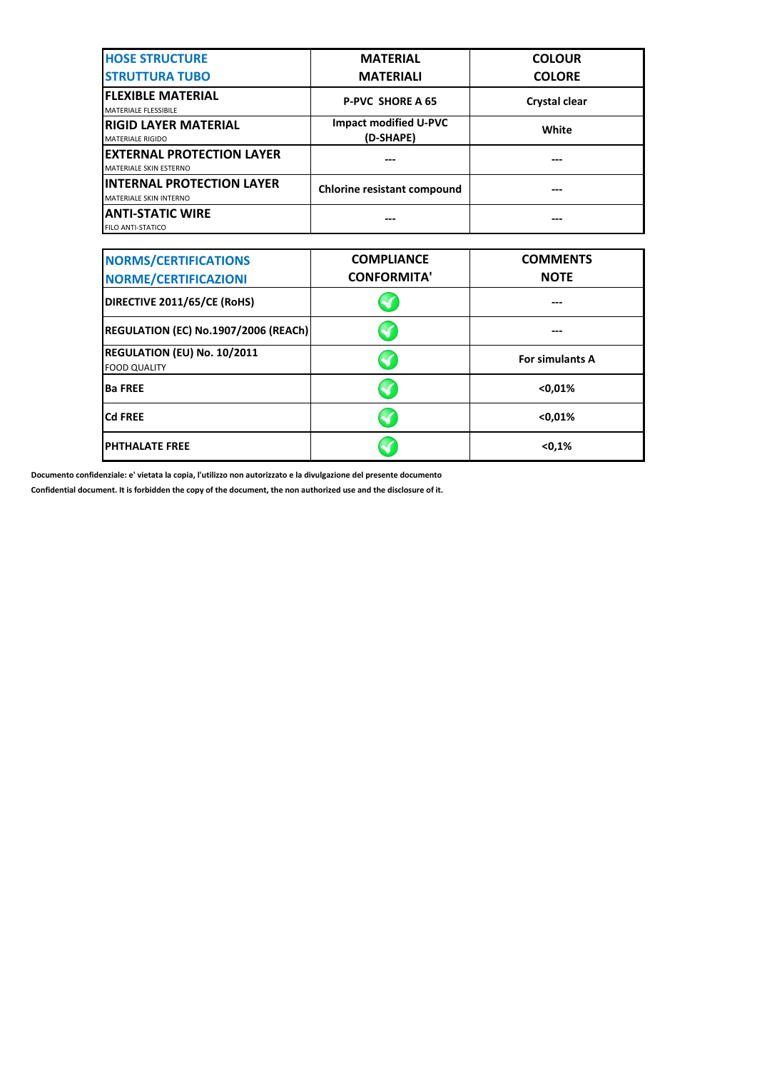| HOSE STRUCTURE<br>STRUTTURA TUBO | MATERIAL<br>MATERIALI | COLOUR<br>COLORE |
|---|---|---|
| **FLEXIBLE MATERIAL**<br>MATERIALE FLESSIBILE | P-PVC SHORE A 65 | Crystal clear |
| **RIGID LAYER MATERIAL**<br>MATERIALE RIGIDO | Impact modified U-PVC (D-SHAPE) | White |
| **EXTERNAL PROTECTION LAYER**<br>MATERIALE SKIN ESTERNO | --- | --- |
| **INTERNAL PROTECTION LAYER**<br>MATERIALE SKIN INTERNO | Chlorine resistant compound | --- |
| **ANTI-STATIC WIRE**<br>FILO ANTI-STATICO | --- | --- |

| NORMS/CERTIFICATIONS<br>NORME/CERTIFICAZIONI | COMPLIANCE<br>CONFORMITA' | COMMENTS<br>NOTE |
|---|---|---|
| **DIRECTIVE 2011/65/CE (RoHS)** | ✓ | --- |
| **REGULATION (EC) No.1907/2006 (REACh)** | ✓ | --- |
| **REGULATION (EU) No. 10/2011**<br>FOOD QUALITY | ✓ | For simulants A |
| **Ba FREE** | ✓ | <0,01% |
| **Cd FREE** | ✓ | <0,01% |
| **PHTHALATE FREE** | ✓ | <0,1% |

**Documento confidenziale: e' vietata la copia, l'utilizzo non autorizzato e la divulgazione del presente documento**

**Confidential document. It is forbidden the copy of the document, the non authorized use and the disclosure of it.**